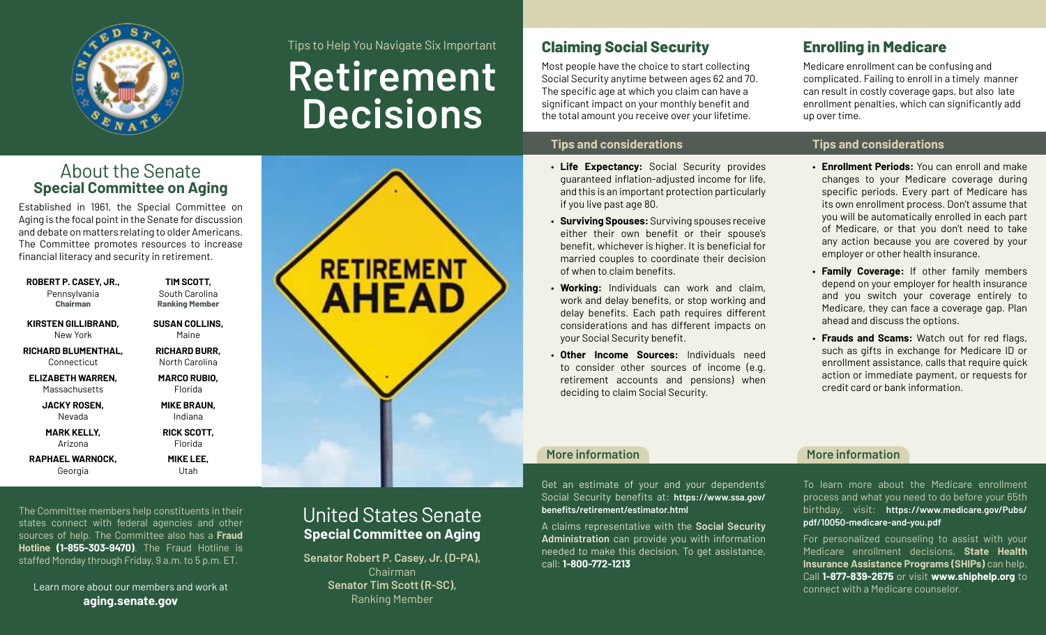Tips to Help You Navigate Six Important

# Retirement Decisions

## About the Senate Special Committee on Aging

Established in 1961, the Special Committee on Aging is the focal point in the Senate for discussion and debate on matters relating to older Americans. The Committee promotes resources to increase financial literacy and security in retirement.

| | |
|---|---|
| **ROBERT P. CASEY, JR.,** Pennsylvania **Chairman** | **TIM SCOTT,** South Carolina **Ranking Member** |
| **KIRSTEN GILLIBRAND,** New York | **SUSAN COLLINS,** Maine |
| **RICHARD BLUMENTHAL,** Connecticut | **RICHARD BURR,** North Carolina |
| **ELIZABETH WARREN,** Massachusetts | **MARCO RUBIO,** Florida |
| **JACKY ROSEN,** Nevada | **MIKE BRAUN,** Indiana |
| **MARK KELLY,** Arizona | **RICK SCOTT,** Florida |
| **RAPHAEL WARNOCK,** Georgia | **MIKE LEE,** Utah |

The Committee members help constituents in their states connect with federal agencies and other sources of help. The Committee also has a **Fraud Hotline (1-855-303-9470)**. The Fraud Hotline is staffed Monday through Friday, 9 a.m. to 5 p.m. ET.

Learn more about our members and work at **aging.senate.gov**

United States Senate
**Special Committee on Aging**

**Senator Robert P. Casey, Jr. (D-PA),** Chairman
**Senator Tim Scott (R-SC),** Ranking Member

## Claiming Social Security

Most people have the choice to start collecting Social Security anytime between ages 62 and 70. The specific age at which you claim can have a significant impact on your monthly benefit and the total amount you receive over your lifetime.

### Tips and considerations

- **Life Expectancy:** Social Security provides guaranteed inflation-adjusted income for life, and this is an important protection particularly if you live past age 80.
- **Surviving Spouses:** Surviving spouses receive either their own benefit or their spouse's benefit, whichever is higher. It is beneficial for married couples to coordinate their decision of when to claim benefits.
- **Working:** Individuals can work and claim, work and delay benefits, or stop working and delay benefits. Each path requires different considerations and has different impacts on your Social Security benefit.
- **Other Income Sources:** Individuals need to consider other sources of income (e.g. retirement accounts and pensions) when deciding to claim Social Security.

### More information

Get an estimate of your and your dependents' Social Security benefits at: **https://www.ssa.gov/benefits/retirement/estimator.html**

A claims representative with the **Social Security Administration** can provide you with information needed to make this decision. To get assistance, call: **1-800-772-1213**

## Enrolling in Medicare

Medicare enrollment can be confusing and complicated. Failing to enroll in a timely manner can result in costly coverage gaps, but also late enrollment penalties, which can significantly add up over time.

### Tips and considerations

- **Enrollment Periods:** You can enroll and make changes to your Medicare coverage during specific periods. Every part of Medicare has its own enrollment process. Don't assume that you will be automatically enrolled in each part of Medicare, or that you don't need to take any action because you are covered by your employer or other health insurance.
- **Family Coverage:** If other family members depend on your employer for health insurance and you switch your coverage entirely to Medicare, they can face a coverage gap. Plan ahead and discuss the options.
- **Frauds and Scams:** Watch out for red flags, such as gifts in exchange for Medicare ID or enrollment assistance, calls that require quick action or immediate payment, or requests for credit card or bank information.

### More information

To learn more about the Medicare enrollment process and what you need to do before your 65th birthday, visit: **https://www.medicare.gov/Pubs/pdf/10050-medicare-and-you.pdf**

For personalized counseling to assist with your Medicare enrollment decisions, **State Health Insurance Assistance Programs (SHIPs)** can help. Call **1-877-839-2675** or visit **www.shiphelp.org** to connect with a Medicare counselor.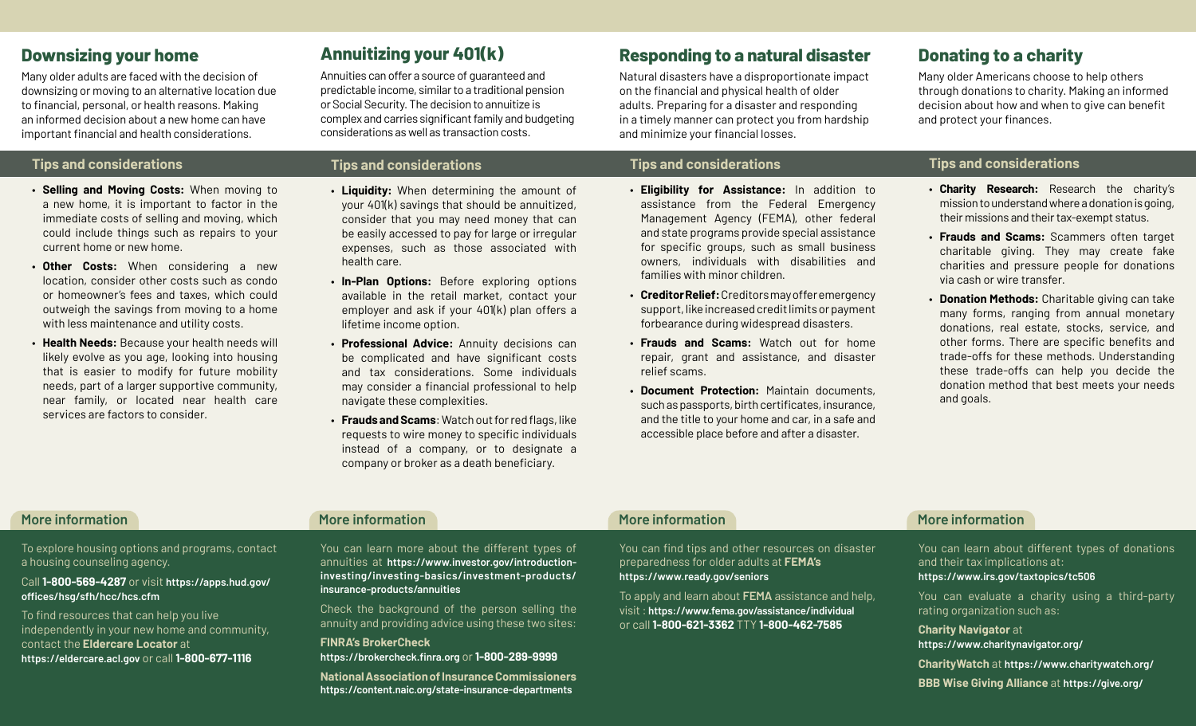## Downsizing your home

Many older adults are faced with the decision of downsizing or moving to an alternative location due to financial, personal, or health reasons. Making an informed decision about a new home can have important financial and health considerations.

### Tips and considerations

- **Selling and Moving Costs:** When moving to a new home, it is important to factor in the immediate costs of selling and moving, which could include things such as repairs to your current home or new home.
- **Other Costs:** When considering a new location, consider other costs such as condo or homeowner's fees and taxes, which could outweigh the savings from moving to a home with less maintenance and utility costs.
- **Health Needs:** Because your health needs will likely evolve as you age, looking into housing that is easier to modify for future mobility needs, part of a larger supportive community, near family, or located near health care services are factors to consider.

### More information

To explore housing options and programs, contact a housing counseling agency.

Call **1-800-569-4287** or visit **https://apps.hud.gov/offices/hsg/sfh/hcc/hcs.cfm**

To find resources that can help you live independently in your new home and community, contact the **Eldercare Locator** at **https://eldercare.acl.gov** or call **1-800-677-1116**

## Annuitizing your 401(k)

Annuities can offer a source of guaranteed and predictable income, similar to a traditional pension or Social Security. The decision to annuitize is complex and carries significant family and budgeting considerations as well as transaction costs.

### Tips and considerations

- **Liquidity:** When determining the amount of your 401(k) savings that should be annuitized, consider that you may need money that can be easily accessed to pay for large or irregular expenses, such as those associated with health care.
- **In-Plan Options:** Before exploring options available in the retail market, contact your employer and ask if your 401(k) plan offers a lifetime income option.
- **Professional Advice:** Annuity decisions can be complicated and have significant costs and tax considerations. Some individuals may consider a financial professional to help navigate these complexities.
- **Frauds and Scams**: Watch out for red flags, like requests to wire money to specific individuals instead of a company, or to designate a company or broker as a death beneficiary.

### More information

You can learn more about the different types of annuities at **https://www.investor.gov/introduction-investing/investing-basics/investment-products/insurance-products/annuities**

Check the background of the person selling the annuity and providing advice using these two sites:

**FINRA's BrokerCheck**
**https://brokercheck.finra.org** or **1-800-289-9999**

**National Association of Insurance Commissioners**
**https://content.naic.org/state-insurance-departments**

## Responding to a natural disaster

Natural disasters have a disproportionate impact on the financial and physical health of older adults. Preparing for a disaster and responding in a timely manner can protect you from hardship and minimize your financial losses.

### Tips and considerations

- **Eligibility for Assistance:** In addition to assistance from the Federal Emergency Management Agency (FEMA), other federal and state programs provide special assistance for specific groups, such as small business owners, individuals with disabilities and families with minor children.
- **Creditor Relief:** Creditors may offer emergency support, like increased credit limits or payment forbearance during widespread disasters.
- **Frauds and Scams:** Watch out for home repair, grant and assistance, and disaster relief scams.
- **Document Protection:** Maintain documents, such as passports, birth certificates, insurance, and the title to your home and car, in a safe and accessible place before and after a disaster.

### More information

You can find tips and other resources on disaster preparedness for older adults at **FEMA's https://www.ready.gov/seniors**

To apply and learn about **FEMA** assistance and help, visit : **https://www.fema.gov/assistance/individual** or call **1-800-621-3362** TTY **1-800-462-7585**

## Donating to a charity

Many older Americans choose to help others through donations to charity. Making an informed decision about how and when to give can benefit and protect your finances.

### Tips and considerations

- **Charity Research:** Research the charity's mission to understand where a donation is going, their missions and their tax-exempt status.
- **Frauds and Scams:** Scammers often target charitable giving. They may create fake charities and pressure people for donations via cash or wire transfer.
- **Donation Methods:** Charitable giving can take many forms, ranging from annual monetary donations, real estate, stocks, service, and other forms. There are specific benefits and trade-offs for these methods. Understanding these trade-offs can help you decide the donation method that best meets your needs and goals.

### More information

You can learn about different types of donations and their tax implications at:
**https://www.irs.gov/taxtopics/tc506**

You can evaluate a charity using a third-party rating organization such as:

**Charity Navigator** at
**https://www.charitynavigator.org/**

**CharityWatch** at **https://www.charitywatch.org/**

**BBB Wise Giving Alliance** at **https://give.org/**